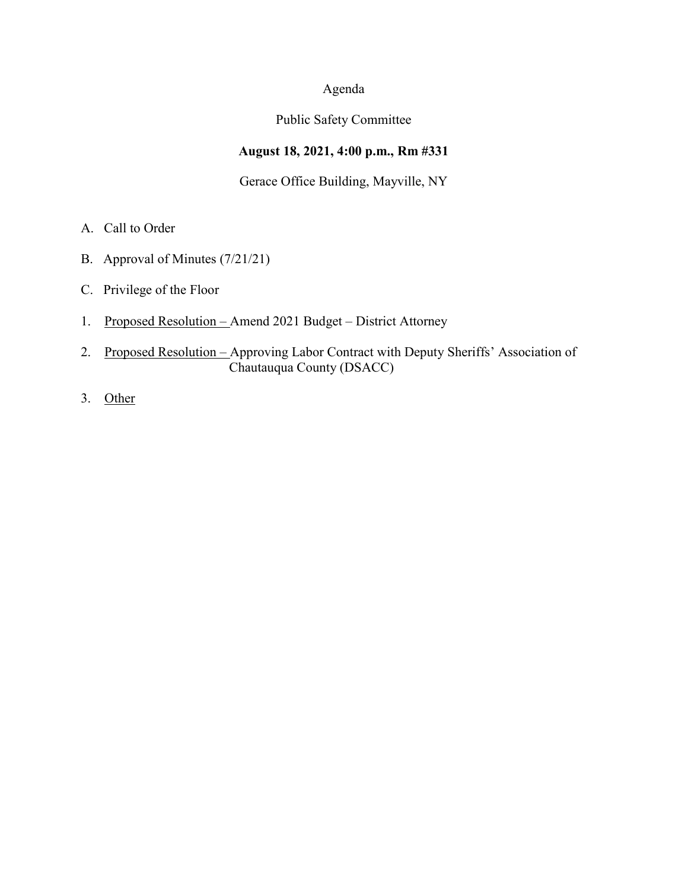Agenda

Public Safety Committee

**August 18, 2021, 4:00 p.m., Rm #331**

Gerace Office Building, Mayville, NY

A. Call to Order

B. Approval of Minutes (7/21/21)

C. Privilege of the Floor

1. Proposed Resolution – Amend 2021 Budget – District Attorney

2. Proposed Resolution – Approving Labor Contract with Deputy Sheriffs' Association of Chautauqua County (DSACC)

3. Other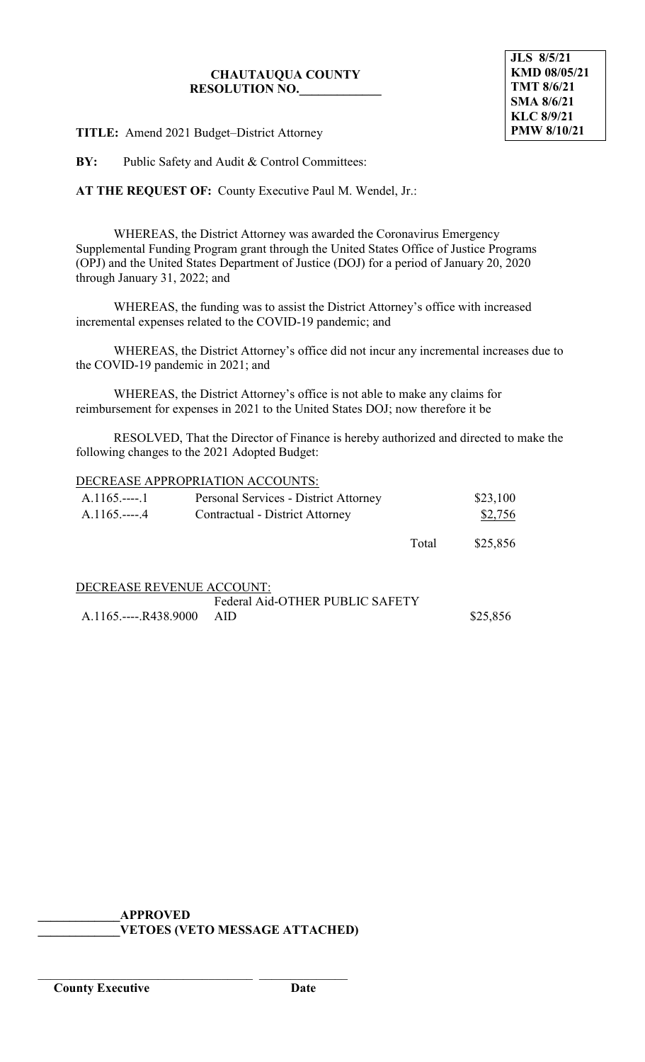**JLS 8/5/21**
**KMD 08/05/21**
**TMT 8/6/21**
**SMA 8/6/21**
**KLC 8/9/21**
**PMW 8/10/21**

**CHAUTAUQUA COUNTY**
**RESOLUTION NO.\_\_\_\_\_\_\_\_\_\_\_\_\_**

**TITLE:** Amend 2021 Budget–District Attorney

**BY:** Public Safety and Audit & Control Committees:

**AT THE REQUEST OF:** County Executive Paul M. Wendel, Jr.:

WHEREAS, the District Attorney was awarded the Coronavirus Emergency Supplemental Funding Program grant through the United States Office of Justice Programs (OPJ) and the United States Department of Justice (DOJ) for a period of January 20, 2020 through January 31, 2022; and

WHEREAS, the funding was to assist the District Attorney's office with increased incremental expenses related to the COVID-19 pandemic; and

WHEREAS, the District Attorney's office did not incur any incremental increases due to the COVID-19 pandemic in 2021; and

WHEREAS, the District Attorney's office is not able to make any claims for reimbursement for expenses in 2021 to the United States DOJ; now therefore it be

RESOLVED, That the Director of Finance is hereby authorized and directed to make the following changes to the 2021 Adopted Budget:

DECREASE APPROPRIATION ACCOUNTS:

| | | | |
|---|---|---|---|
| A.1165.----.1 | Personal Services - District Attorney | | $23,100 |
| A.1165.----.4 | Contractual - District Attorney | | $2,756 |
| | | Total | $25,856 |

DECREASE REVENUE ACCOUNT:

| | | |
|---|---|---|
| A.1165.----.R438.9000 | Federal Aid-OTHER PUBLIC SAFETY AID | $25,856 |

\_\_\_\_\_\_\_\_\_\_\_\_\_**APPROVED**
\_\_\_\_\_\_\_\_\_\_\_\_\_**VETOES (VETO MESSAGE ATTACHED)**

\_\_\_\_\_\_\_\_\_\_\_\_\_\_\_\_\_\_\_\_\_\_\_\_\_\_\_\_\_\_\_\_\_\_\_ \_\_\_\_\_\_\_\_\_\_\_\_\_\_\_
**County Executive** **Date**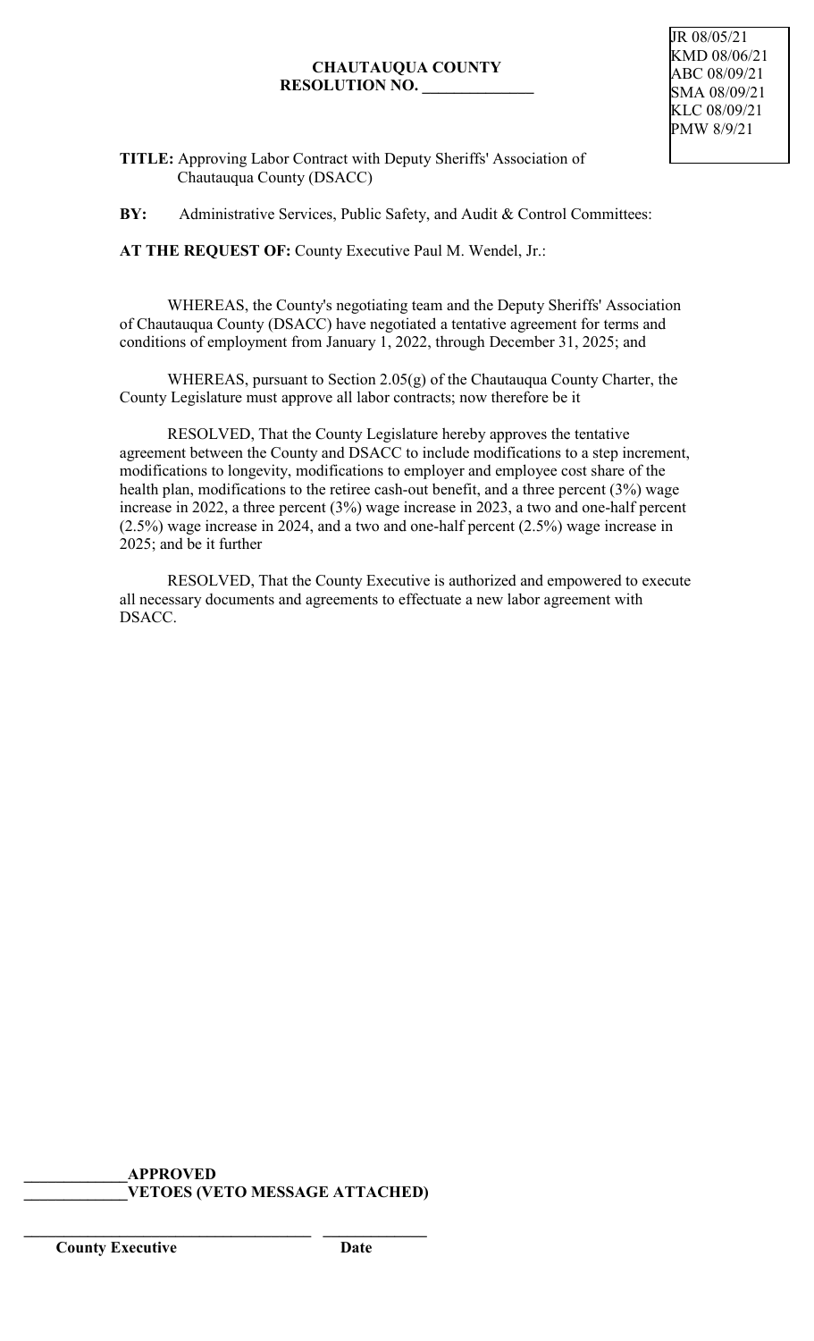JR 08/05/21
KMD 08/06/21
ABC 08/09/21
SMA 08/09/21
KLC 08/09/21
PMW 8/9/21

**CHAUTAUQUA COUNTY**
**RESOLUTION NO. ______________**

**TITLE:** Approving Labor Contract with Deputy Sheriffs' Association of Chautauqua County (DSACC)

**BY:** Administrative Services, Public Safety, and Audit & Control Committees:

**AT THE REQUEST OF:** County Executive Paul M. Wendel, Jr.:

WHEREAS, the County's negotiating team and the Deputy Sheriffs' Association of Chautauqua County (DSACC) have negotiated a tentative agreement for terms and conditions of employment from January 1, 2022, through December 31, 2025; and

WHEREAS, pursuant to Section 2.05(g) of the Chautauqua County Charter, the County Legislature must approve all labor contracts; now therefore be it

RESOLVED, That the County Legislature hereby approves the tentative agreement between the County and DSACC to include modifications to a step increment, modifications to longevity, modifications to employer and employee cost share of the health plan, modifications to the retiree cash-out benefit, and a three percent (3%) wage increase in 2022, a three percent (3%) wage increase in 2023, a two and one-half percent (2.5%) wage increase in 2024, and a two and one-half percent (2.5%) wage increase in 2025; and be it further

RESOLVED, That the County Executive is authorized and empowered to execute all necessary documents and agreements to effectuate a new labor agreement with DSACC.

_____________**APPROVED**
_____________**VETOES (VETO MESSAGE ATTACHED)**

_____________________________________ _____________
**County Executive** **Date**